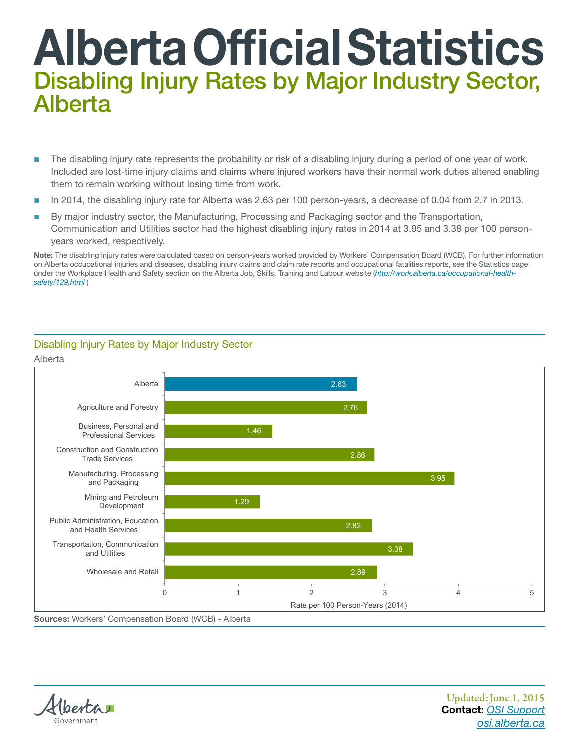# Alberta Official Statistics

## Disabling Injury Rates by Major Industry Sector, Alberta

- The disabling injury rate represents the probability or risk of a disabling injury during a period of one year of work. Included are lost-time injury claims and claims where injured workers have their normal work duties altered enabling them to remain working without losing time from work.
- In 2014, the disabling injury rate for Alberta was 2.63 per 100 person-years, a decrease of 0.04 from 2.7 in 2013.
- By major industry sector, the Manufacturing, Processing and Packaging sector and the Transportation, Communication and Utilities sector had the highest disabling injury rates in 2014 at 3.95 and 3.38 per 100 person-years worked, respectively.

**Note:** The disabling injury rates were calculated based on person-years worked provided by Workers' Compensation Board (WCB). For further information on Alberta occupational injuries and diseases, disabling injury claims and claim rate reports and occupational fatalities reports, see the Statistics page under the Workplace Health and Safety section on the Alberta Job, Skills, Training and Labour website (*http://work.alberta.ca/occupational-health-safety/129.html* )

### Disabling Injury Rates by Major Industry Sector

Alberta

| Sector | Rate per 100 Person-Years (2014) |
|---|---|
| Alberta | 2.63 |
| Agriculture and Forestry | 2.76 |
| Business, Personal and Professional Services | 1.46 |
| Construction and Construction Trade Services | 2.86 |
| Manufacturing, Processing and Packaging | 3.95 |
| Mining and Petroleum Development | 1.29 |
| Public Administration, Education and Health Services | 2.82 |
| Transportation, Communication and Utilities | 3.38 |
| Wholesale and Retail | 2.89 |

**Sources:** Workers' Compensation Board (WCB) - Alberta

Updated: June 1, 2015
**Contact:** *OSI Support*
*osi.alberta.ca*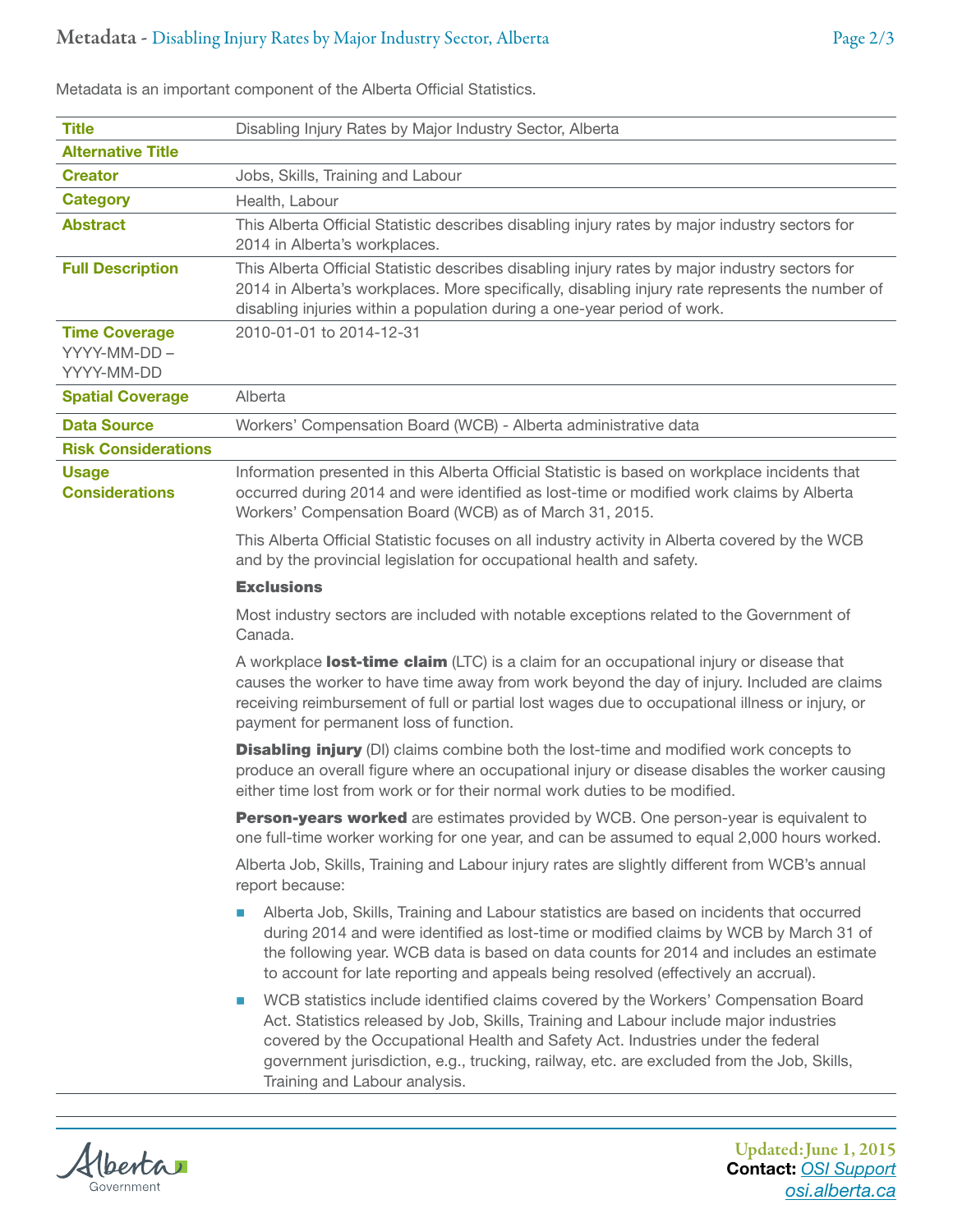Metadata is an important component of the Alberta Official Statistics.

| | |
|---|---|
| **Title** | Disabling Injury Rates by Major Industry Sector, Alberta |
| **Alternative Title** | |
| **Creator** | Jobs, Skills, Training and Labour |
| **Category** | Health, Labour |
| **Abstract** | This Alberta Official Statistic describes disabling injury rates by major industry sectors for 2014 in Alberta's workplaces. |
| **Full Description** | This Alberta Official Statistic describes disabling injury rates by major industry sectors for 2014 in Alberta's workplaces. More specifically, disabling injury rate represents the number of disabling injuries within a population during a one-year period of work. |
| **Time Coverage** YYYY-MM-DD – YYYY-MM-DD | 2010-01-01 to 2014-12-31 |
| **Spatial Coverage** | Alberta |
| **Data Source** | Workers' Compensation Board (WCB) - Alberta administrative data |
| **Risk Considerations** | |
| **Usage Considerations** | Information presented in this Alberta Official Statistic is based on workplace incidents that occurred during 2014 and were identified as lost-time or modified work claims by Alberta Workers' Compensation Board (WCB) as of March 31, 2015. |

This Alberta Official Statistic focuses on all industry activity in Alberta covered by the WCB and by the provincial legislation for occupational health and safety.

**Exclusions**

Most industry sectors are included with notable exceptions related to the Government of Canada.

A workplace **lost-time claim** (LTC) is a claim for an occupational injury or disease that causes the worker to have time away from work beyond the day of injury. Included are claims receiving reimbursement of full or partial lost wages due to occupational illness or injury, or payment for permanent loss of function.

**Disabling injury** (DI) claims combine both the lost-time and modified work concepts to produce an overall figure where an occupational injury or disease disables the worker causing either time lost from work or for their normal work duties to be modified.

**Person-years worked** are estimates provided by WCB. One person-year is equivalent to one full-time worker working for one year, and can be assumed to equal 2,000 hours worked.

Alberta Job, Skills, Training and Labour injury rates are slightly different from WCB's annual report because:

- Alberta Job, Skills, Training and Labour statistics are based on incidents that occurred during 2014 and were identified as lost-time or modified claims by WCB by March 31 of the following year. WCB data is based on data counts for 2014 and includes an estimate to account for late reporting and appeals being resolved (effectively an accrual).
- WCB statistics include identified claims covered by the Workers' Compensation Board Act. Statistics released by Job, Skills, Training and Labour include major industries covered by the Occupational Health and Safety Act. Industries under the federal government jurisdiction, e.g., trucking, railway, etc. are excluded from the Job, Skills, Training and Labour analysis.

Updated: June 1, 2015
**Contact:** OSI Support
osi.alberta.ca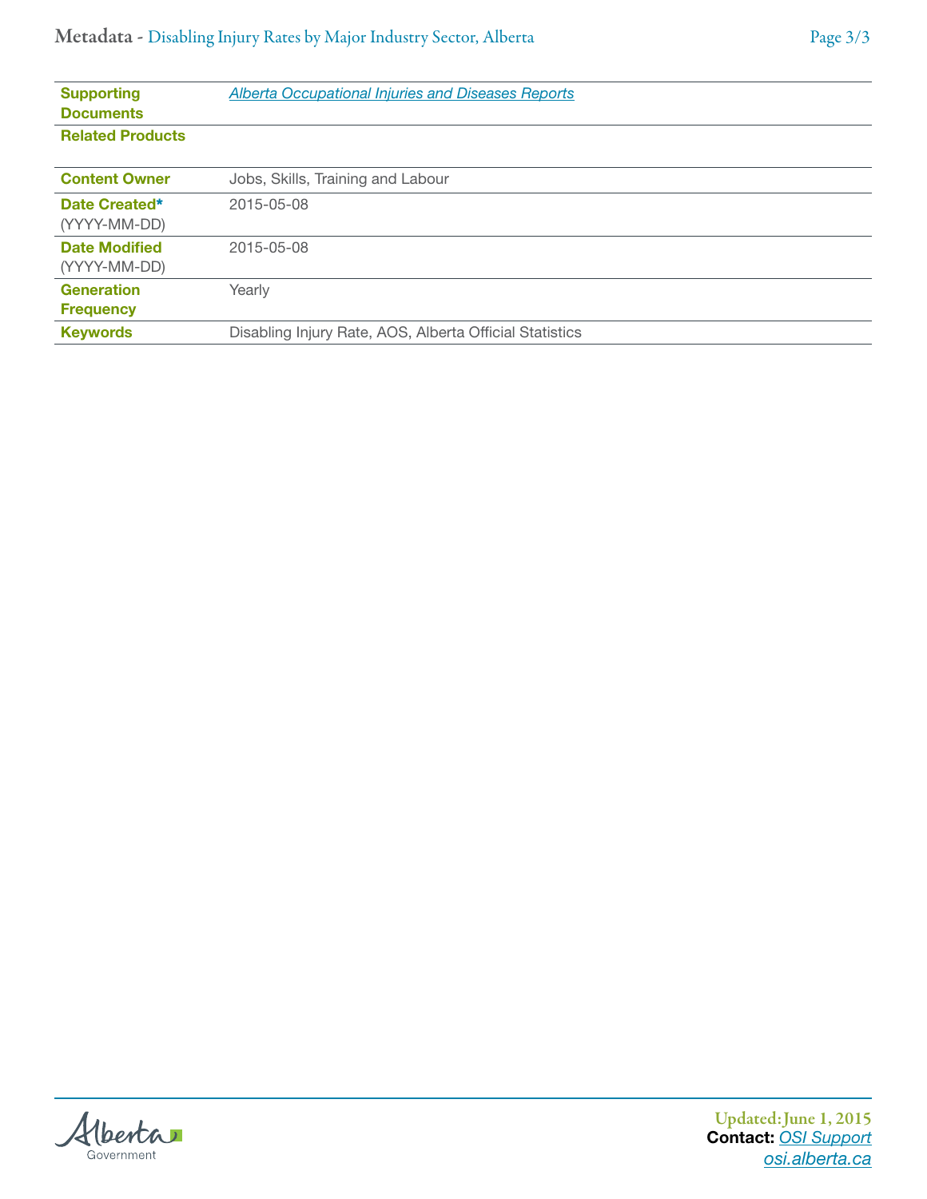| | |
|---|---|
| **Supporting Documents** | *Alberta Occupational Injuries and Diseases Reports* |
| **Related Products** | |
| **Content Owner** | Jobs, Skills, Training and Labour |
| **Date Created*** (YYYY-MM-DD) | 2015-05-08 |
| **Date Modified** (YYYY-MM-DD) | 2015-05-08 |
| **Generation Frequency** | Yearly |
| **Keywords** | Disabling Injury Rate, AOS, Alberta Official Statistics |

Updated: June 1, 2015
**Contact:** OSI Support
osi.alberta.ca